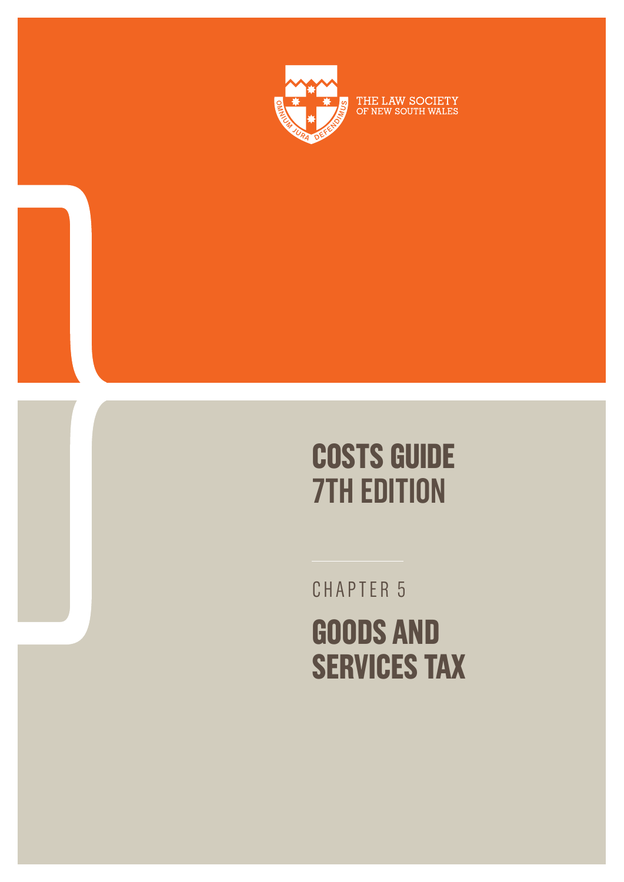THE LAW SOCIETY OF NEW SOUTH WALES

# COSTS GUIDE 7TH EDITION

CHAPTER 5

# GOODS AND SERVICES TAX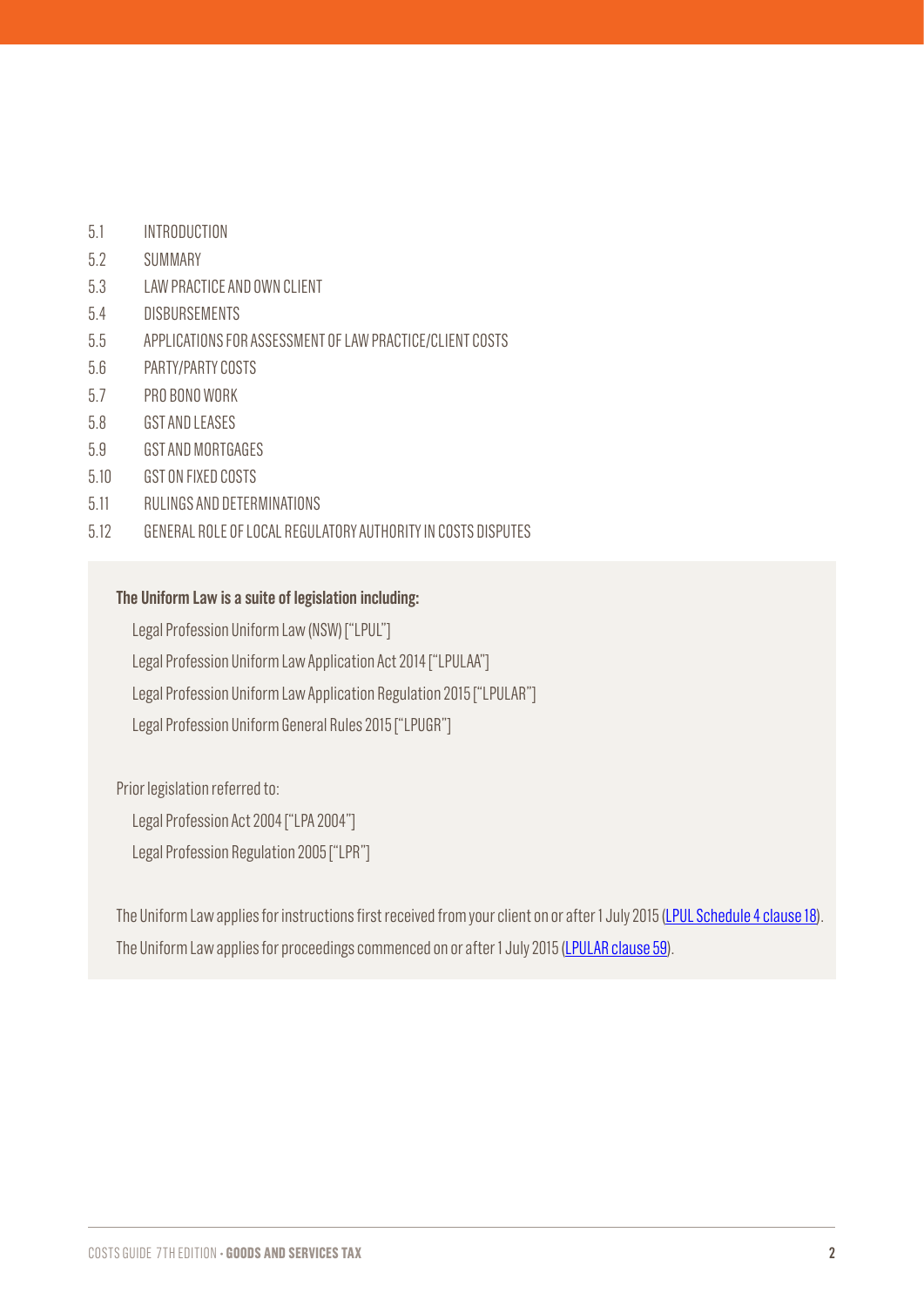5.1 INTRODUCTION

5.2 SUMMARY

5.3 LAW PRACTICE AND OWN CLIENT

5.4 DISBURSEMENTS

5.5 APPLICATIONS FOR ASSESSMENT OF LAW PRACTICE/CLIENT COSTS

5.6 PARTY/PARTY COSTS

5.7 PRO BONO WORK

5.8 GST AND LEASES

5.9 GST AND MORTGAGES

5.10 GST ON FIXED COSTS

5.11 RULINGS AND DETERMINATIONS

5.12 GENERAL ROLE OF LOCAL REGULATORY AUTHORITY IN COSTS DISPUTES

**The Uniform Law is a suite of legislation including:**

Legal Profession Uniform Law (NSW) ["LPUL"]

Legal Profession Uniform Law Application Act 2014 ["LPULAA"]

Legal Profession Uniform Law Application Regulation 2015 ["LPULAR"]

Legal Profession Uniform General Rules 2015 ["LPUGR"]

Prior legislation referred to:

Legal Profession Act 2004 ["LPA 2004"]

Legal Profession Regulation 2005 ["LPR"]

The Uniform Law applies for instructions first received from your client on or after 1 July 2015 (LPUL Schedule 4 clause 18).

The Uniform Law applies for proceedings commenced on or after 1 July 2015 (LPULAR clause 59).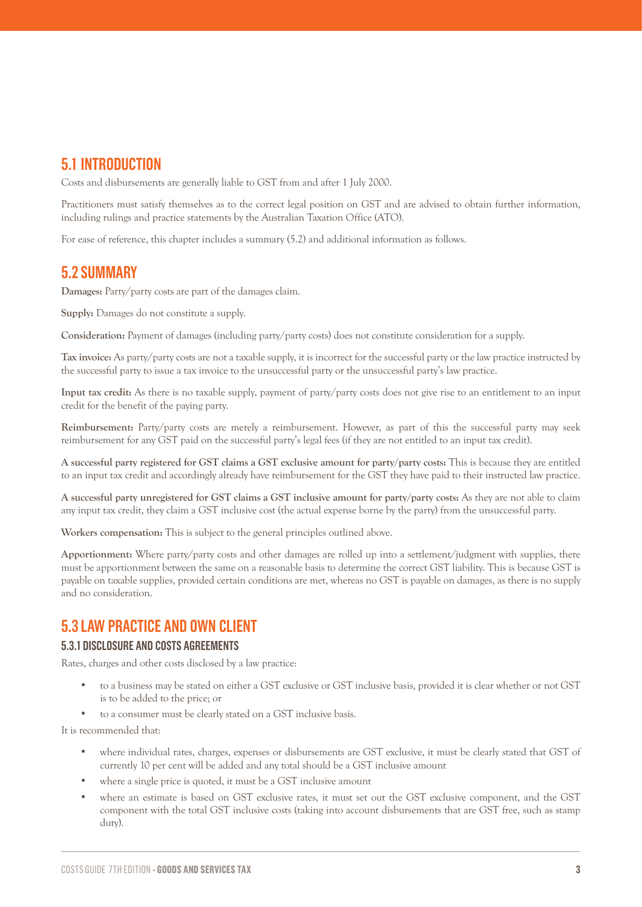## 5.1 INTRODUCTION

Costs and disbursements are generally liable to GST from and after 1 July 2000.

Practitioners must satisfy themselves as to the correct legal position on GST and are advised to obtain further information, including rulings and practice statements by the Australian Taxation Office (ATO).

For ease of reference, this chapter includes a summary (5.2) and additional information as follows.

## 5.2 SUMMARY

**Damages:** Party/party costs are part of the damages claim.

**Supply:** Damages do not constitute a supply.

**Consideration:** Payment of damages (including party/party costs) does not constitute consideration for a supply.

**Tax invoice:** As party/party costs are not a taxable supply, it is incorrect for the successful party or the law practice instructed by the successful party to issue a tax invoice to the unsuccessful party or the unsuccessful party's law practice.

**Input tax credit:** As there is no taxable supply, payment of party/party costs does not give rise to an entitlement to an input credit for the benefit of the paying party.

**Reimbursement:** Party/party costs are merely a reimbursement. However, as part of this the successful party may seek reimbursement for any GST paid on the successful party's legal fees (if they are not entitled to an input tax credit).

**A successful party registered for GST claims a GST exclusive amount for party/party costs:** This is because they are entitled to an input tax credit and accordingly already have reimbursement for the GST they have paid to their instructed law practice.

**A successful party unregistered for GST claims a GST inclusive amount for party/party costs:** As they are not able to claim any input tax credit, they claim a GST inclusive cost (the actual expense borne by the party) from the unsuccessful party.

**Workers compensation:** This is subject to the general principles outlined above.

**Apportionment:** Where party/party costs and other damages are rolled up into a settlement/judgment with supplies, there must be apportionment between the same on a reasonable basis to determine the correct GST liability. This is because GST is payable on taxable supplies, provided certain conditions are met, whereas no GST is payable on damages, as there is no supply and no consideration.

## 5.3 LAW PRACTICE AND OWN CLIENT

### 5.3.1 DISCLOSURE AND COSTS AGREEMENTS

Rates, charges and other costs disclosed by a law practice:

- to a business may be stated on either a GST exclusive or GST inclusive basis, provided it is clear whether or not GST is to be added to the price; or
- to a consumer must be clearly stated on a GST inclusive basis.

It is recommended that:

- where individual rates, charges, expenses or disbursements are GST exclusive, it must be clearly stated that GST of currently 10 per cent will be added and any total should be a GST inclusive amount
- where a single price is quoted, it must be a GST inclusive amount
- where an estimate is based on GST exclusive rates, it must set out the GST exclusive component, and the GST component with the total GST inclusive costs (taking into account disbursements that are GST free, such as stamp duty).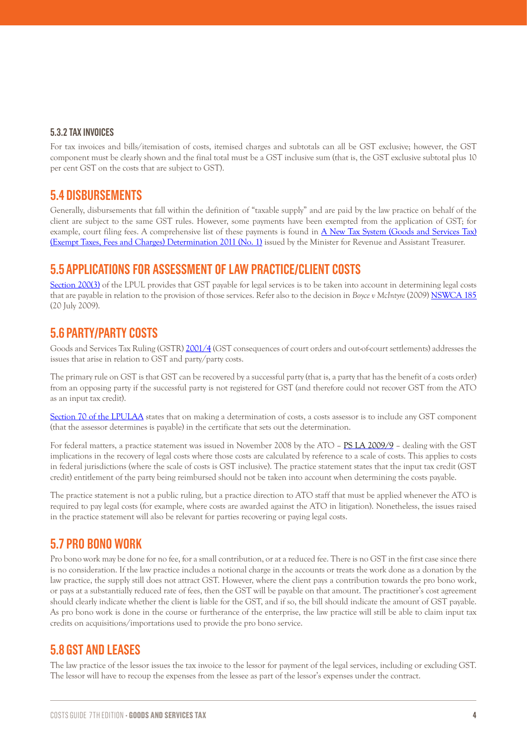### 5.3.2 TAX INVOICES

For tax invoices and bills/itemisation of costs, itemised charges and subtotals can all be GST exclusive; however, the GST component must be clearly shown and the final total must be a GST inclusive sum (that is, the GST exclusive subtotal plus 10 per cent GST on the costs that are subject to GST).

## 5.4 DISBURSEMENTS

Generally, disbursements that fall within the definition of "taxable supply" and are paid by the law practice on behalf of the client are subject to the same GST rules. However, some payments have been exempted from the application of GST; for example, court filing fees. A comprehensive list of these payments is found in A New Tax System (Goods and Services Tax) (Exempt Taxes, Fees and Charges) Determination 2011 (No. 1) issued by the Minister for Revenue and Assistant Treasurer.

## 5.5 APPLICATIONS FOR ASSESSMENT OF LAW PRACTICE/CLIENT COSTS

Section 200(3) of the LPUL provides that GST payable for legal services is to be taken into account in determining legal costs that are payable in relation to the provision of those services. Refer also to the decision in *Boyce v McIntyre* (2009) NSWCA 185 (20 July 2009).

## 5.6 PARTY/PARTY COSTS

Goods and Services Tax Ruling (GSTR) 2001/4 (GST consequences of court orders and out-of-court settlements) addresses the issues that arise in relation to GST and party/party costs.

The primary rule on GST is that GST can be recovered by a successful party (that is, a party that has the benefit of a costs order) from an opposing party if the successful party is not registered for GST (and therefore could not recover GST from the ATO as an input tax credit).

Section 70 of the LPULAA states that on making a determination of costs, a costs assessor is to include any GST component (that the assessor determines is payable) in the certificate that sets out the determination.

For federal matters, a practice statement was issued in November 2008 by the ATO – PS LA 2009/9 – dealing with the GST implications in the recovery of legal costs where those costs are calculated by reference to a scale of costs. This applies to costs in federal jurisdictions (where the scale of costs is GST inclusive). The practice statement states that the input tax credit (GST credit) entitlement of the party being reimbursed should not be taken into account when determining the costs payable.

The practice statement is not a public ruling, but a practice direction to ATO staff that must be applied whenever the ATO is required to pay legal costs (for example, where costs are awarded against the ATO in litigation). Nonetheless, the issues raised in the practice statement will also be relevant for parties recovering or paying legal costs.

## 5.7 PRO BONO WORK

Pro bono work may be done for no fee, for a small contribution, or at a reduced fee. There is no GST in the first case since there is no consideration. If the law practice includes a notional charge in the accounts or treats the work done as a donation by the law practice, the supply still does not attract GST. However, where the client pays a contribution towards the pro bono work, or pays at a substantially reduced rate of fees, then the GST will be payable on that amount. The practitioner's cost agreement should clearly indicate whether the client is liable for the GST, and if so, the bill should indicate the amount of GST payable. As pro bono work is done in the course or furtherance of the enterprise, the law practice will still be able to claim input tax credits on acquisitions/importations used to provide the pro bono service.

## 5.8 GST AND LEASES

The law practice of the lessor issues the tax invoice to the lessor for payment of the legal services, including or excluding GST. The lessor will have to recoup the expenses from the lessee as part of the lessor's expenses under the contract.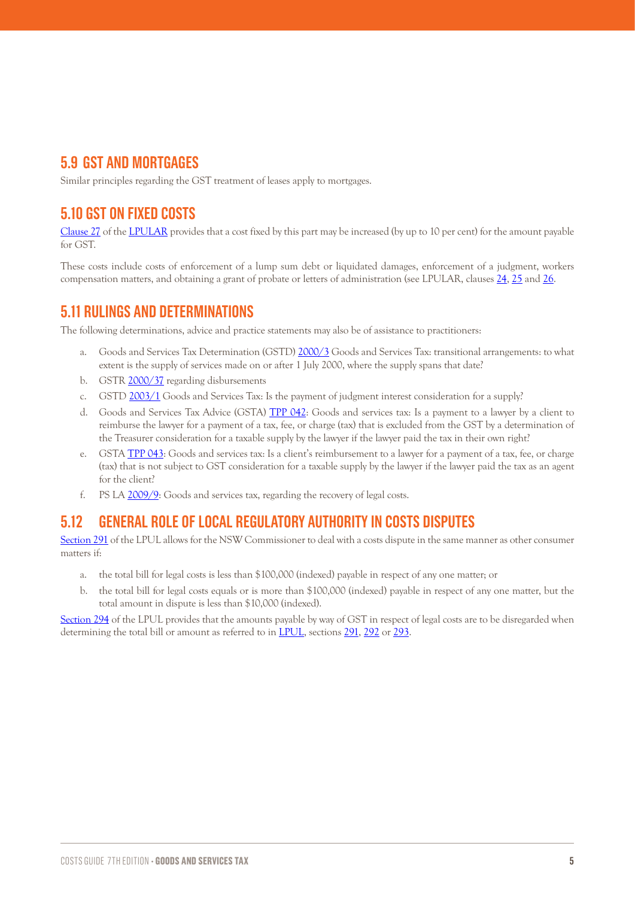## 5.9 GST AND MORTGAGES

Similar principles regarding the GST treatment of leases apply to mortgages.

## 5.10 GST ON FIXED COSTS

Clause 27 of the LPULAR provides that a cost fixed by this part may be increased (by up to 10 per cent) for the amount payable for GST.

These costs include costs of enforcement of a lump sum debt or liquidated damages, enforcement of a judgment, workers compensation matters, and obtaining a grant of probate or letters of administration (see LPULAR, clauses 24, 25 and 26.

## 5.11 RULINGS AND DETERMINATIONS

The following determinations, advice and practice statements may also be of assistance to practitioners:

a. Goods and Services Tax Determination (GSTD) 2000/3 Goods and Services Tax: transitional arrangements: to what extent is the supply of services made on or after 1 July 2000, where the supply spans that date?

b. GSTR 2000/37 regarding disbursements

c. GSTD 2003/1 Goods and Services Tax: Is the payment of judgment interest consideration for a supply?

d. Goods and Services Tax Advice (GSTA) TPP 042: Goods and services tax: Is a payment to a lawyer by a client to reimburse the lawyer for a payment of a tax, fee, or charge (tax) that is excluded from the GST by a determination of the Treasurer consideration for a taxable supply by the lawyer if the lawyer paid the tax in their own right?

e. GSTA TPP 043: Goods and services tax: Is a client's reimbursement to a lawyer for a payment of a tax, fee, or charge (tax) that is not subject to GST consideration for a taxable supply by the lawyer if the lawyer paid the tax as an agent for the client?

f. PS LA 2009/9: Goods and services tax, regarding the recovery of legal costs.

## 5.12 GENERAL ROLE OF LOCAL REGULATORY AUTHORITY IN COSTS DISPUTES

Section 291 of the LPUL allows for the NSW Commissioner to deal with a costs dispute in the same manner as other consumer matters if:

a. the total bill for legal costs is less than $100,000 (indexed) payable in respect of any one matter; or

b. the total bill for legal costs equals or is more than $100,000 (indexed) payable in respect of any one matter, but the total amount in dispute is less than $10,000 (indexed).

Section 294 of the LPUL provides that the amounts payable by way of GST in respect of legal costs are to be disregarded when determining the total bill or amount as referred to in LPUL, sections 291, 292 or 293.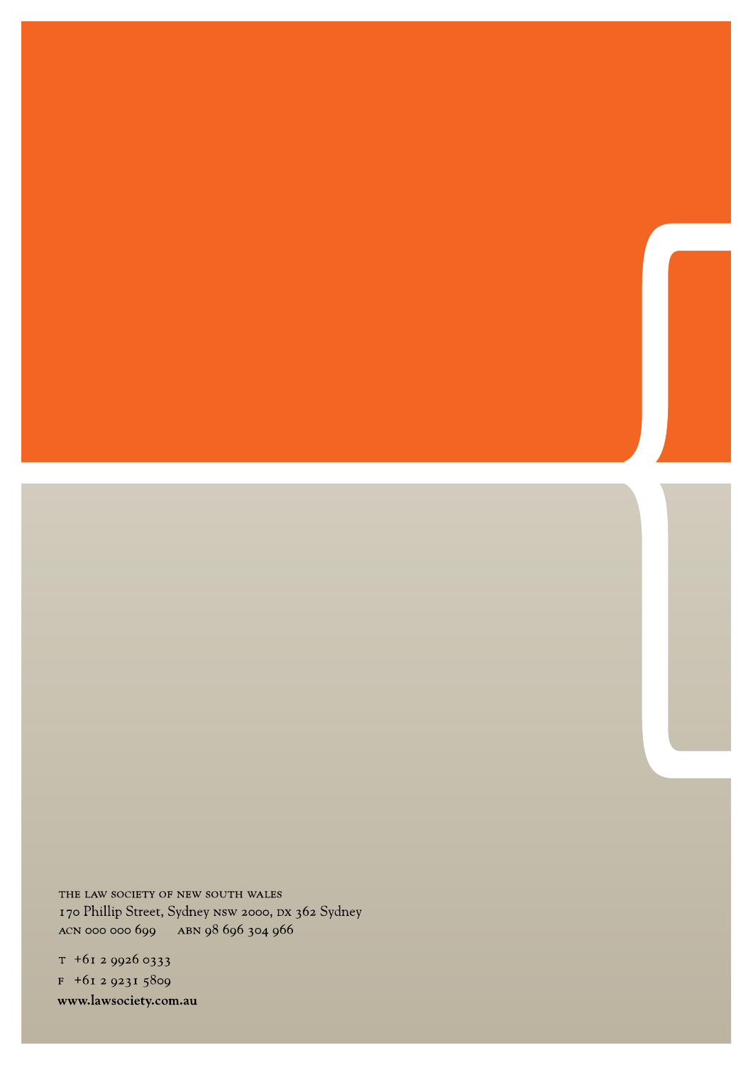THE LAW SOCIETY OF NEW SOUTH WALES
170 Phillip Street, Sydney NSW 2000, DX 362 Sydney
ACN 000 000 699 ABN 98 696 304 966

T +61 2 9926 0333
F +61 2 9231 5809
**www.lawsociety.com.au**